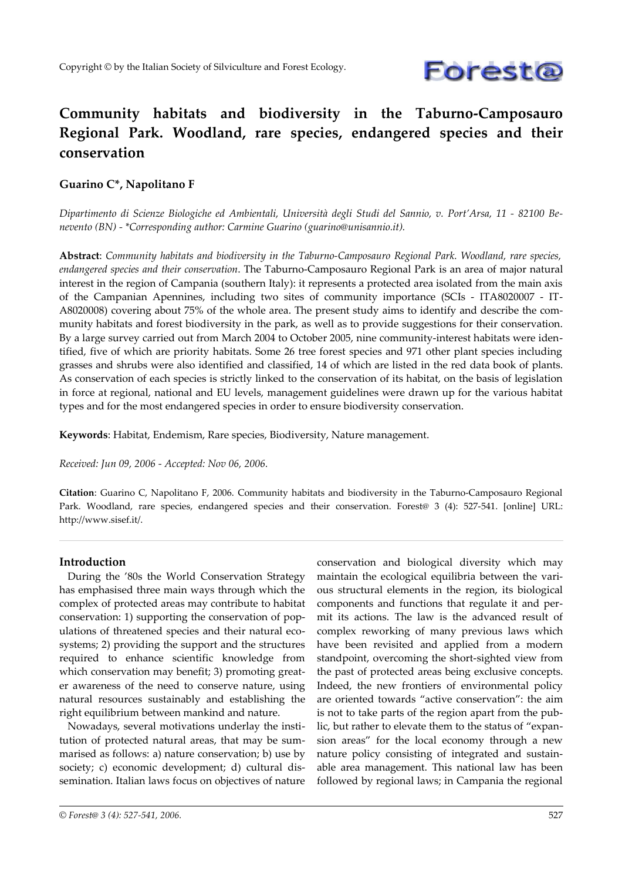Copyright © by the Italian Society of Silviculture and Forest Ecology.

# Community habitats and biodiversity in the Taburno-Camposauro Regional Park. Woodland, rare species, endangered species and their conservation

**Guarino C\*, Napolitano F**

*Dipartimento di Scienze Biologiche ed Ambientali, Università degli Studi del Sannio, v. Port'Arsa, 11 - 82100 Benevento (BN) - \*Corresponding author: Carmine Guarino (guarino@unisannio.it).*

**Abstract**: *Community habitats and biodiversity in the Taburno-Camposauro Regional Park. Woodland, rare species, endangered species and their conservation*. The Taburno-Camposauro Regional Park is an area of major natural interest in the region of Campania (southern Italy): it represents a protected area isolated from the main axis of the Campanian Apennines, including two sites of community importance (SCIs - ITA8020007 - ITA8020008) covering about 75% of the whole area. The present study aims to identify and describe the community habitats and forest biodiversity in the park, as well as to provide suggestions for their conservation. By a large survey carried out from March 2004 to October 2005, nine community-interest habitats were identified, five of which are priority habitats. Some 26 tree forest species and 971 other plant species including grasses and shrubs were also identified and classified, 14 of which are listed in the red data book of plants. As conservation of each species is strictly linked to the conservation of its habitat, on the basis of legislation in force at regional, national and EU levels, management guidelines were drawn up for the various habitat types and for the most endangered species in order to ensure biodiversity conservation.

**Keywords**: Habitat, Endemism, Rare species, Biodiversity, Nature management.

*Received: Jun 09, 2006 - Accepted: Nov 06, 2006.*

**Citation**: Guarino C, Napolitano F, 2006. Community habitats and biodiversity in the Taburno-Camposauro Regional Park. Woodland, rare species, endangered species and their conservation. Forest@ 3 (4): 527-541. [online] URL: http://www.sisef.it/.

## Introduction

During the '80s the World Conservation Strategy has emphasised three main ways through which the complex of protected areas may contribute to habitat conservation: 1) supporting the conservation of populations of threatened species and their natural ecosystems; 2) providing the support and the structures required to enhance scientific knowledge from which conservation may benefit; 3) promoting greater awareness of the need to conserve nature, using natural resources sustainably and establishing the right equilibrium between mankind and nature.

Nowadays, several motivations underlay the institution of protected natural areas, that may be summarised as follows: a) nature conservation; b) use by society; c) economic development; d) cultural dissemination. Italian laws focus on objectives of nature conservation and biological diversity which may maintain the ecological equilibria between the various structural elements in the region, its biological components and functions that regulate it and permit its actions. The law is the advanced result of complex reworking of many previous laws which have been revisited and applied from a modern standpoint, overcoming the short-sighted view from the past of protected areas being exclusive concepts. Indeed, the new frontiers of environmental policy are oriented towards "active conservation": the aim is not to take parts of the region apart from the public, but rather to elevate them to the status of "expansion areas" for the local economy through a new nature policy consisting of integrated and sustainable area management. This national law has been followed by regional laws; in Campania the regional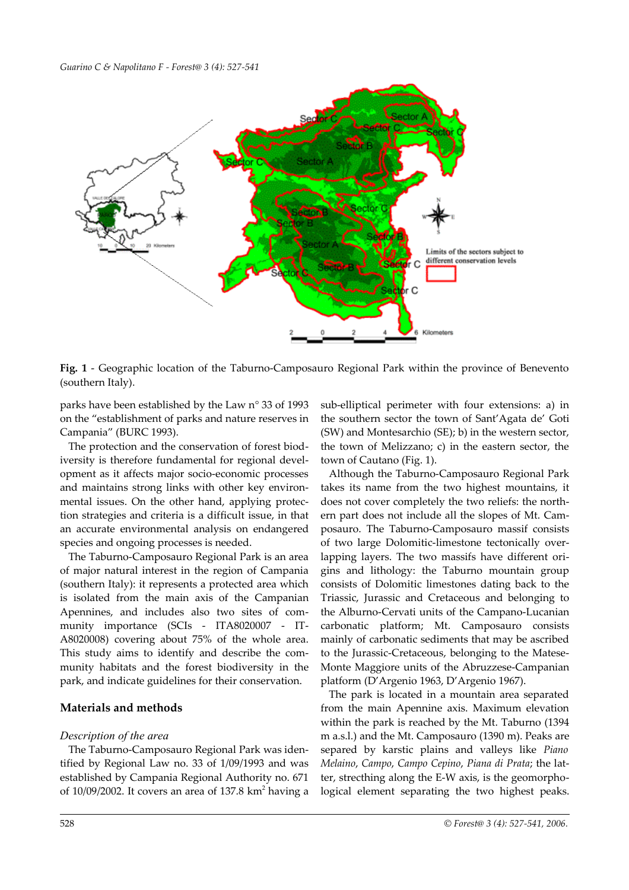**Fig. 1** - Geographic location of the Taburno-Camposauro Regional Park within the province of Benevento (southern Italy).

parks have been established by the Law n° 33 of 1993 on the "establishment of parks and nature reserves in Campania" (BURC 1993).

The protection and the conservation of forest biodiversity is therefore fundamental for regional development as it affects major socio-economic processes and maintains strong links with other key environmental issues. On the other hand, applying protection strategies and criteria is a difficult issue, in that an accurate environmental analysis on endangered species and ongoing processes is needed.

The Taburno-Camposauro Regional Park is an area of major natural interest in the region of Campania (southern Italy): it represents a protected area which is isolated from the main axis of the Campanian Apennines, and includes also two sites of community importance (SCIs - ITA8020007 - IT-A8020008) covering about 75% of the whole area. This study aims to identify and describe the community habitats and the forest biodiversity in the park, and indicate guidelines for their conservation.

## Materials and methods

### *Description of the area*

The Taburno-Camposauro Regional Park was identified by Regional Law no. 33 of 1/09/1993 and was established by Campania Regional Authority no. 671 of 10/09/2002. It covers an area of 137.8 km$^2$ having a sub-elliptical perimeter with four extensions: a) in the southern sector the town of Sant'Agata de' Goti (SW) and Montesarchio (SE); b) in the western sector, the town of Melizzano; c) in the eastern sector, the town of Cautano (Fig. 1).

Although the Taburno-Camposauro Regional Park takes its name from the two highest mountains, it does not cover completely the two reliefs: the northern part does not include all the slopes of Mt. Camposauro. The Taburno-Camposauro massif consists of two large Dolomitic-limestone tectonically overlapping layers. The two massifs have different origins and lithology: the Taburno mountain group consists of Dolomitic limestones dating back to the Triassic, Jurassic and Cretaceous and belonging to the Alburno-Cervati units of the Campano-Lucanian carbonatic platform; Mt. Camposauro consists mainly of carbonatic sediments that may be ascribed to the Jurassic-Cretaceous, belonging to the Matese-Monte Maggiore units of the Abruzzese-Campanian platform (D'Argenio 1963, D'Argenio 1967).

The park is located in a mountain area separated from the main Apennine axis. Maximum elevation within the park is reached by the Mt. Taburno (1394 m a.s.l.) and the Mt. Camposauro (1390 m). Peaks are separed by karstic plains and valleys like *Piano Melaino*, *Campo*, *Campo Cepino*, *Piana di Prata*; the latter, streching along the E-W axis, is the geomorphological element separating the two highest peaks.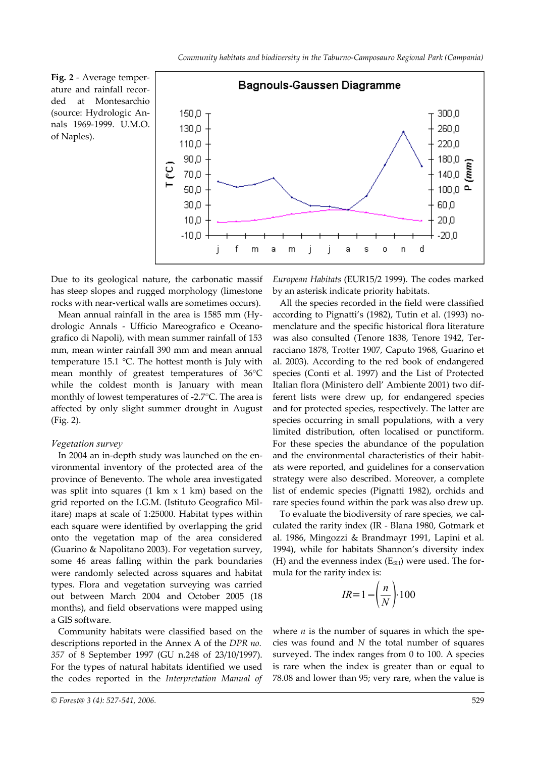**Fig. 2** - Average temperature and rainfall recorded at Montesarchio (source: Hydrologic Annals 1969-1999. U.M.O. of Naples).

Due to its geological nature, the carbonatic massif has steep slopes and rugged morphology (limestone rocks with near-vertical walls are sometimes occurs).

Mean annual rainfall in the area is 1585 mm (Hydrologic Annals - Ufficio Mareografico e Oceanografico di Napoli), with mean summer rainfall of 153 mm, mean winter rainfall 390 mm and mean annual temperature 15.1 °C. The hottest month is July with mean monthly of greatest temperatures of 36°C while the coldest month is January with mean monthly of lowest temperatures of -2.7°C. The area is affected by only slight summer drought in August (Fig. 2).

*Vegetation survey*

In 2004 an in-depth study was launched on the environmental inventory of the protected area of the province of Benevento. The whole area investigated was split into squares (1 km x 1 km) based on the grid reported on the I.G.M. (Istituto Geografico Militare) maps at scale of 1:25000. Habitat types within each square were identified by overlapping the grid onto the vegetation map of the area considered (Guarino & Napolitano 2003). For vegetation survey, some 46 areas falling within the park boundaries were randomly selected across squares and habitat types. Flora and vegetation surveying was carried out between March 2004 and October 2005 (18 months), and field observations were mapped using a GIS software.

Community habitats were classified based on the descriptions reported in the Annex A of the *DPR no. 357* of 8 September 1997 (GU n.248 of 23/10/1997). For the types of natural habitats identified we used the codes reported in the *Interpretation Manual of European Habitats* (EUR15/2 1999). The codes marked by an asterisk indicate priority habitats.

All the species recorded in the field were classified according to Pignatti's (1982), Tutin et al. (1993) nomenclature and the specific historical flora literature was also consulted (Tenore 1838, Tenore 1942, Terracciano 1878, Trotter 1907, Caputo 1968, Guarino et al. 2003). According to the red book of endangered species (Conti et al. 1997) and the List of Protected Italian flora (Ministero dell' Ambiente 2001) two different lists were drew up, for endangered species and for protected species, respectively. The latter are species occurring in small populations, with a very limited distribution, often localised or punctiform. For these species the abundance of the population and the environmental characteristics of their habitats were reported, and guidelines for a conservation strategy were also described. Moreover, a complete list of endemic species (Pignatti 1982), orchids and rare species found within the park was also drew up.

To evaluate the biodiversity of rare species, we calculated the rarity index (IR - Blana 1980, Gotmark et al. 1986, Mingozzi & Brandmayr 1991, Lapini et al. 1994), while for habitats Shannon's diversity index (H) and the evenness index ($E_{SH}$) were used. The formula for the rarity index is:

$$IR=1-\left(\frac{n}{N}\right)\cdot 100$$

where $n$ is the number of squares in which the species was found and $N$ the total number of squares surveyed. The index ranges from 0 to 100. A species is rare when the index is greater than or equal to 78.08 and lower than 95; very rare, when the value is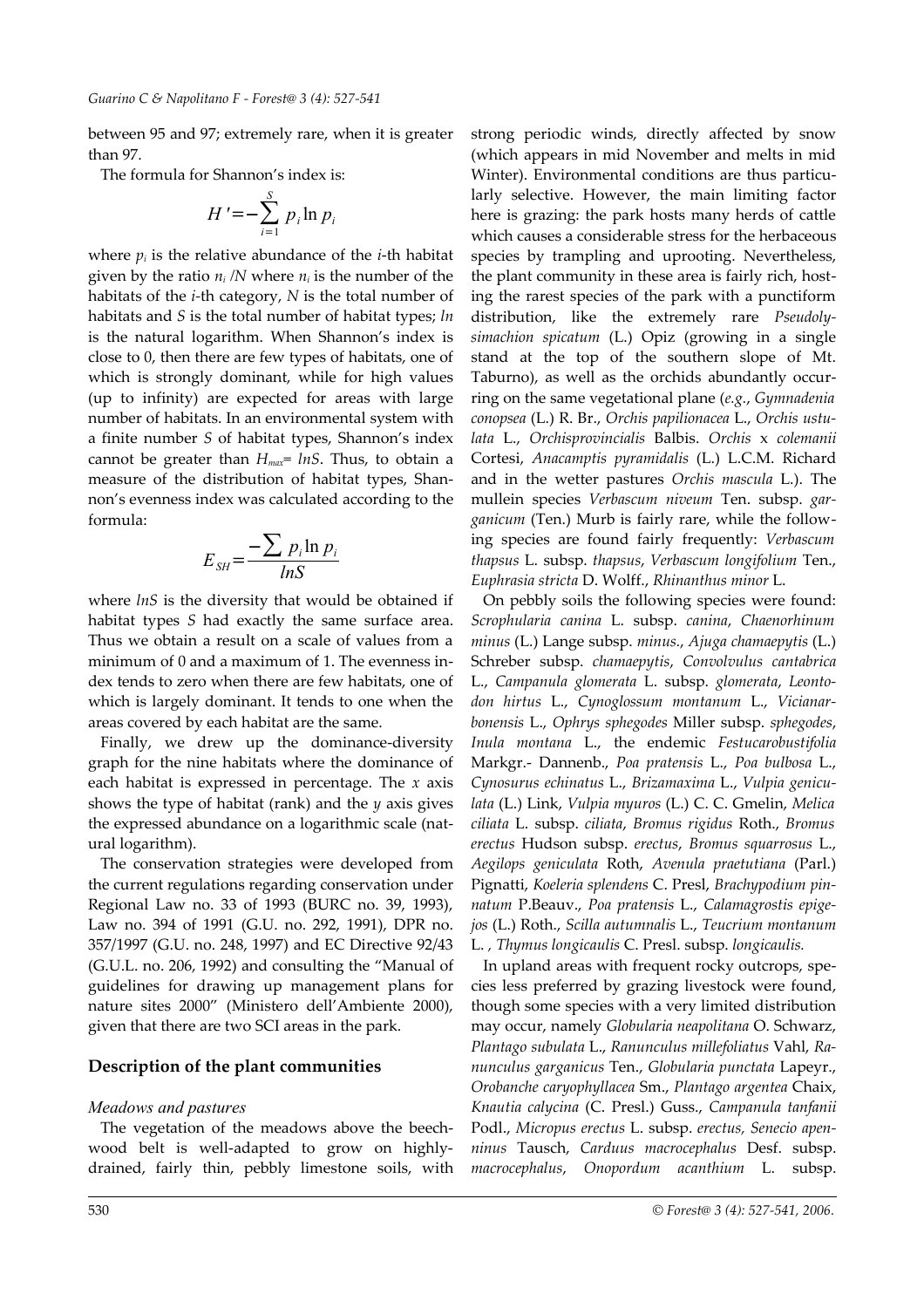between 95 and 97; extremely rare, when it is greater than 97.

The formula for Shannon's index is:

$$H' = -\sum_{i=1}^{S} p_i \ln p_i$$

where $p_i$ is the relative abundance of the *i*-th habitat given by the ratio $n_i / N$ where $n_i$ is the number of the habitats of the *i*-th category, $N$ is the total number of habitats and $S$ is the total number of habitat types; *ln* is the natural logarithm. When Shannon's index is close to 0, then there are few types of habitats, one of which is strongly dominant, while for high values (up to infinity) are expected for areas with large number of habitats. In an environmental system with a finite number $S$ of habitat types, Shannon's index cannot be greater than $H_{max} = lnS$. Thus, to obtain a measure of the distribution of habitat types, Shannon's evenness index was calculated according to the formula:

$$E_{SH} = \frac{-\sum p_i \ln p_i}{lnS}$$

where *lnS* is the diversity that would be obtained if habitat types $S$ had exactly the same surface area. Thus we obtain a result on a scale of values from a minimum of 0 and a maximum of 1. The evenness index tends to zero when there are few habitats, one of which is largely dominant. It tends to one when the areas covered by each habitat are the same.

Finally, we drew up the dominance-diversity graph for the nine habitats where the dominance of each habitat is expressed in percentage. The $x$ axis shows the type of habitat (rank) and the $y$ axis gives the expressed abundance on a logarithmic scale (natural logarithm).

The conservation strategies were developed from the current regulations regarding conservation under Regional Law no. 33 of 1993 (BURC no. 39, 1993), Law no. 394 of 1991 (G.U. no. 292, 1991), DPR no. 357/1997 (G.U. no. 248, 1997) and EC Directive 92/43 (G.U.L. no. 206, 1992) and consulting the "Manual of guidelines for drawing up management plans for nature sites 2000" (Ministero dell'Ambiente 2000), given that there are two SCI areas in the park.

## Description of the plant communities

### *Meadows and pastures*

The vegetation of the meadows above the beechwood belt is well-adapted to grow on highly-drained, fairly thin, pebbly limestone soils, with strong periodic winds, directly affected by snow (which appears in mid November and melts in mid Winter). Environmental conditions are thus particularly selective. However, the main limiting factor here is grazing: the park hosts many herds of cattle which causes a considerable stress for the herbaceous species by trampling and uprooting. Nevertheless, the plant community in these area is fairly rich, hosting the rarest species of the park with a punctiform distribution, like the extremely rare *Pseudolysimachion spicatum* (L.) Opiz (growing in a single stand at the top of the southern slope of Mt. Taburno), as well as the orchids abundantly occurring on the same vegetational plane (*e.g.*, *Gymnadenia conopsea* (L.) R. Br., *Orchis papilionacea* L., *Orchis ustulata* L., *Orchisprovincialis* Balbis. *Orchis* x *colemanii* Cortesi, *Anacamptis pyramidalis* (L.) L.C.M. Richard and in the wetter pastures *Orchis mascula* L.). The mullein species *Verbascum niveum* Ten. subsp. *garganicum* (Ten.) Murb is fairly rare, while the following species are found fairly frequently: *Verbascum thapsus* L. subsp. *thapsus*, *Verbascum longifolium* Ten., *Euphrasia stricta* D. Wolff., *Rhinanthus minor* L.

On pebbly soils the following species were found: *Scrophularia canina* L. subsp. *canina*, *Chaenorhinum minus* (L.) Lange subsp. *minus*., *Ajuga chamaepytis* (L.) Schreber subsp. *chamaepytis*, *Convolvulus cantabrica* L., *Campanula glomerata* L. subsp. *glomerata*, *Leontodon hirtus* L., *Cynoglossum montanum* L., *Vicianarbonensis* L., *Ophrys sphegodes* Miller subsp. *sphegodes*, *Inula montana* L., the endemic *Festucarobustifolia* Markgr.- Dannenb., *Poa pratensis* L., *Poa bulbosa* L., *Cynosurus echinatus* L., *Brizamaxima* L., *Vulpia geniculata* (L.) Link, *Vulpia myuros* (L.) C. C. Gmelin, *Melica ciliata* L. subsp. *ciliata*, *Bromus rigidus* Roth., *Bromus erectus* Hudson subsp. *erectus*, *Bromus squarrosus* L., *Aegilops geniculata* Roth, *Avenula praetutiana* (Parl.) Pignatti, *Koeleria splendens* C. Presl, *Brachypodium pinnatum* P.Beauv., *Poa pratensis* L., *Calamagrostis epigejos* (L.) Roth., *Scilla autumnalis* L., *Teucrium montanum* L. , *Thymus longicaulis* C. Presl. subsp. *longicaulis.*

In upland areas with frequent rocky outcrops, species less preferred by grazing livestock were found, though some species with a very limited distribution may occur, namely *Globularia neapolitana* O. Schwarz, *Plantago subulata* L., *Ranunculus millefoliatus* Vahl, *Ranunculus garganicus* Ten., *Globularia punctata* Lapeyr., *Orobanche caryophyllacea* Sm., *Plantago argentea* Chaix, *Knautia calycina* (C. Presl.) Guss., *Campanula tanfanii* Podl., *Micropus erectus* L. subsp. *erectus*, *Senecio apenninus* Tausch, *Carduus macrocephalus* Desf. subsp. *macrocephalus*, *Onopordum acanthium* L. subsp.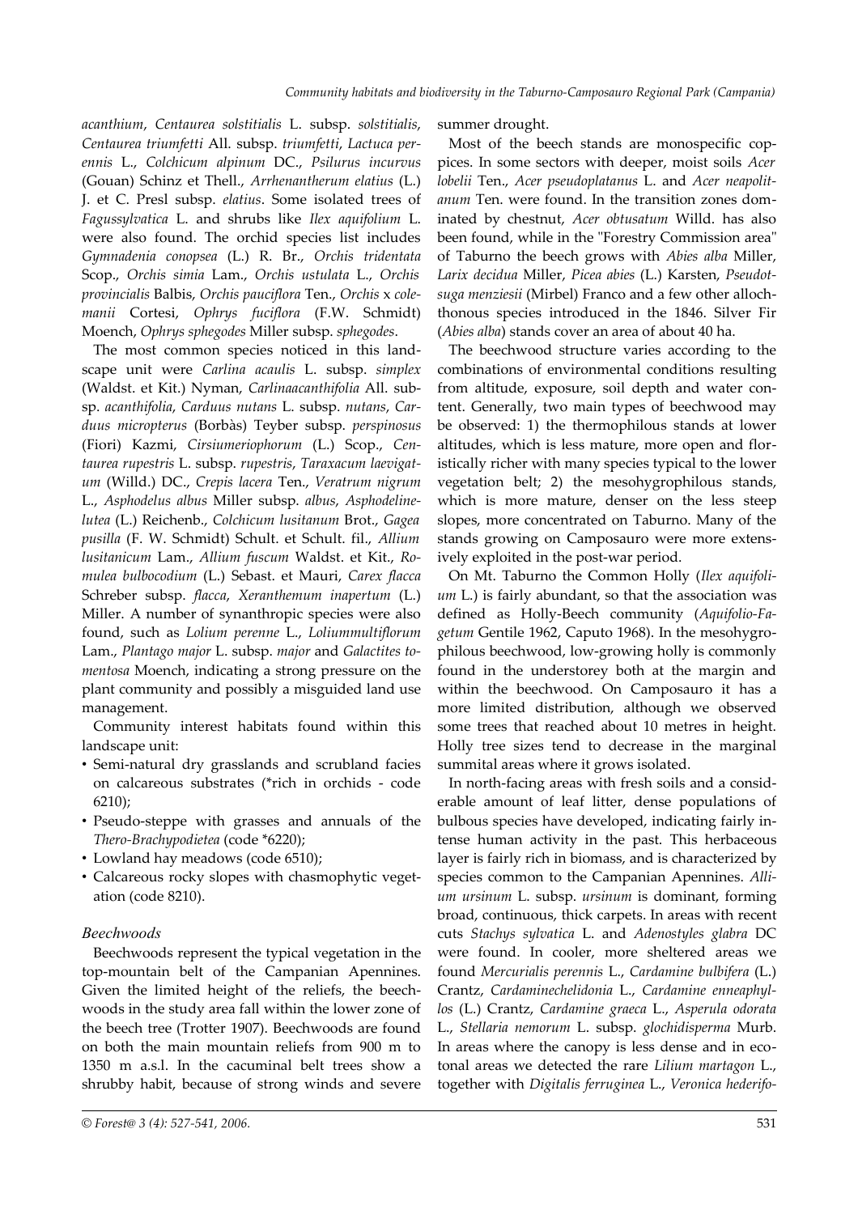*acanthium*, *Centaurea solstitialis* L. subsp. *solstitialis*, *Centaurea triumfetti* All. subsp. *triumfetti*, *Lactuca perennis* L., *Colchicum alpinum* DC., *Psilurus incurvus* (Gouan) Schinz et Thell., *Arrhenantherum elatius* (L.) J. et C. Presl subsp. *elatius*. Some isolated trees of *Fagussylvatica* L. and shrubs like *Ilex aquifolium* L. were also found. The orchid species list includes *Gymnadenia conopsea* (L.) R. Br., *Orchis tridentata* Scop., *Orchis simia* Lam., *Orchis ustulata* L., *Orchis provincialis* Balbis, *Orchis pauciflora* Ten., *Orchis* x *colemanii* Cortesi, *Ophrys fuciflora* (F.W. Schmidt) Moench, *Ophrys sphegodes* Miller subsp. *sphegodes*.

The most common species noticed in this landscape unit were *Carlina acaulis* L. subsp. *simplex* (Waldst. et Kit.) Nyman, *Carlinaacanthifolia* All. subsp. *acanthifolia*, *Carduus nutans* L. subsp. *nutans*, *Carduus micropterus* (Borbàs) Teyber subsp. *perspinosus* (Fiori) Kazmi, *Cirsiumeriophorum* (L.) Scop., *Centaurea rupestris* L. subsp. *rupestris*, *Taraxacum laevigatum* (Willd.) DC., *Crepis lacera* Ten., *Veratrum nigrum* L., *Asphodelus albus* Miller subsp. *albus*, *Asphodelinelutea* (L.) Reichenb., *Colchicum lusitanum* Brot., *Gagea pusilla* (F. W. Schmidt) Schult. et Schult. fil., *Allium lusitanicum* Lam., *Allium fuscum* Waldst. et Kit., *Romulea bulbocodium* (L.) Sebast. et Mauri, *Carex flacca* Schreber subsp. *flacca*, *Xeranthemum inapertum* (L.) Miller. A number of synanthropic species were also found, such as *Lolium perenne* L., *Loliummultiflorum* Lam., *Plantago major* L. subsp. *major* and *Galactites tomentosa* Moench, indicating a strong pressure on the plant community and possibly a misguided land use management.

Community interest habitats found within this landscape unit:

- Semi-natural dry grasslands and scrubland facies on calcareous substrates (*rich in orchids - code 6210);
- Pseudo-steppe with grasses and annuals of the *Thero-Brachypodietea* (code *6220);
- Lowland hay meadows (code 6510);
- Calcareous rocky slopes with chasmophytic vegetation (code 8210).

### *Beechwoods*

Beechwoods represent the typical vegetation in the top-mountain belt of the Campanian Apennines. Given the limited height of the reliefs, the beechwoods in the study area fall within the lower zone of the beech tree (Trotter 1907). Beechwoods are found on both the main mountain reliefs from 900 m to 1350 m a.s.l. In the cacuminal belt trees show a shrubby habit, because of strong winds and severe summer drought.

Most of the beech stands are monospecific coppices. In some sectors with deeper, moist soils *Acer lobelii* Ten., *Acer pseudoplatanus* L. and *Acer neapolitanum* Ten. were found. In the transition zones dominated by chestnut, *Acer obtusatum* Willd. has also been found, while in the "Forestry Commission area" of Taburno the beech grows with *Abies alba* Miller, *Larix decidua* Miller, *Picea abies* (L.) Karsten, *Pseudotsuga menziesii* (Mirbel) Franco and a few other allochthonous species introduced in the 1846. Silver Fir (*Abies alba*) stands cover an area of about 40 ha.

The beechwood structure varies according to the combinations of environmental conditions resulting from altitude, exposure, soil depth and water content. Generally, two main types of beechwood may be observed: 1) the thermophilous stands at lower altitudes, which is less mature, more open and floristically richer with many species typical to the lower vegetation belt; 2) the mesohygrophilous stands, which is more mature, denser on the less steep slopes, more concentrated on Taburno. Many of the stands growing on Camposauro were more extensively exploited in the post-war period.

On Mt. Taburno the Common Holly (*Ilex aquifolium* L.) is fairly abundant, so that the association was defined as Holly-Beech community (*Aquifolio-Fagetum* Gentile 1962, Caputo 1968). In the mesohygrophilous beechwood, low-growing holly is commonly found in the understorey both at the margin and within the beechwood. On Camposauro it has a more limited distribution, although we observed some trees that reached about 10 metres in height. Holly tree sizes tend to decrease in the marginal summital areas where it grows isolated.

In north-facing areas with fresh soils and a considerable amount of leaf litter, dense populations of bulbous species have developed, indicating fairly intense human activity in the past. This herbaceous layer is fairly rich in biomass, and is characterized by species common to the Campanian Apennines. *Allium ursinum* L. subsp. *ursinum* is dominant, forming broad, continuous, thick carpets. In areas with recent cuts *Stachys sylvatica* L. and *Adenostyles glabra* DC were found. In cooler, more sheltered areas we found *Mercurialis perennis* L., *Cardamine bulbifera* (L.) Crantz, *Cardaminechelidonia* L., *Cardamine enneaphyllos* (L.) Crantz, *Cardamine graeca* L., *Asperula odorata* L., *Stellaria nemorum* L. subsp. *glochidisperma* Murb. In areas where the canopy is less dense and in ecotonal areas we detected the rare *Lilium martagon* L., together with *Digitalis ferruginea* L., *Veronica hederifo-*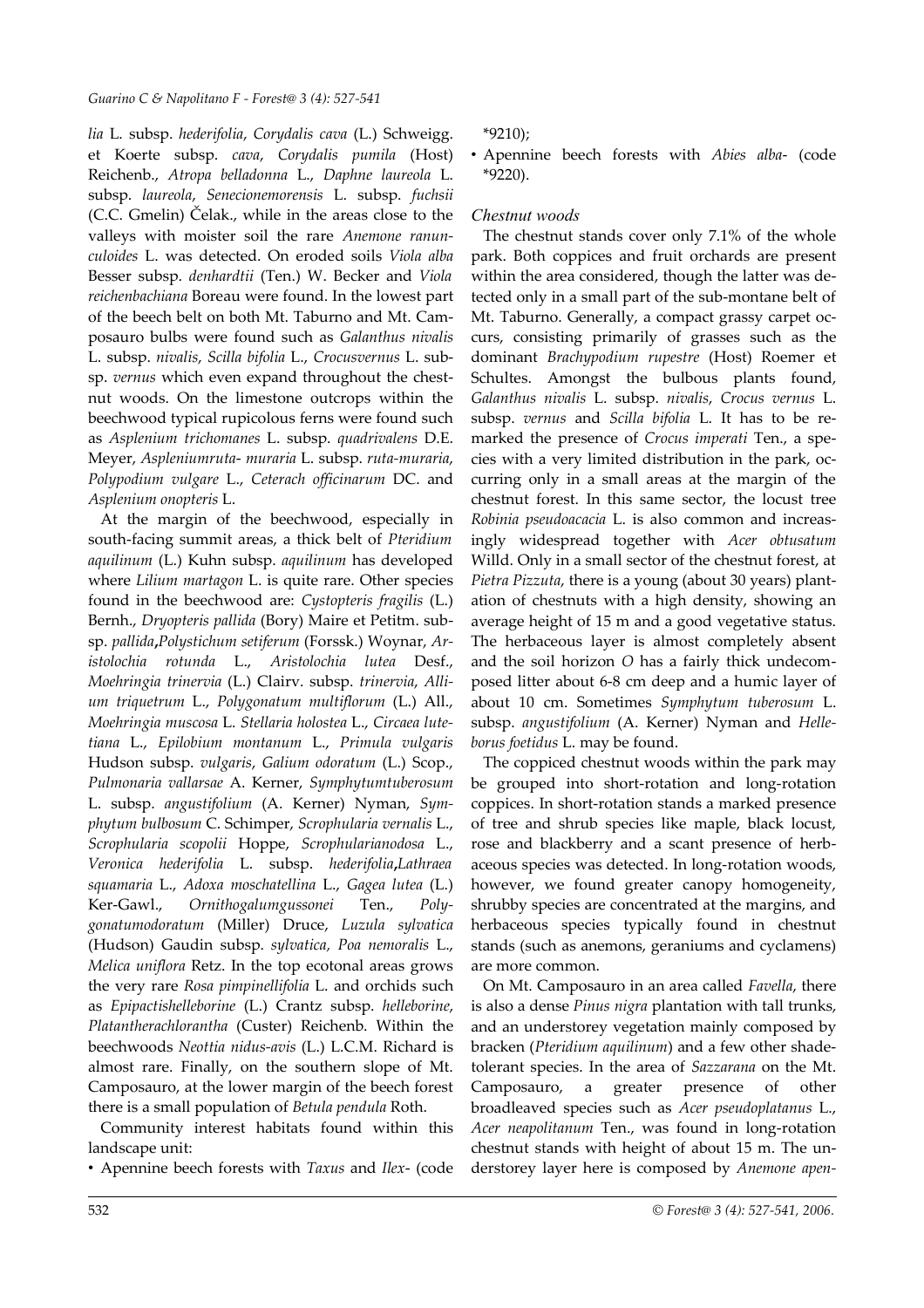*lia* L. subsp. *hederifolia*, *Corydalis cava* (L.) Schweigg. et Koerte subsp. *cava*, *Corydalis pumila* (Host) Reichenb., *Atropa belladonna* L., *Daphne laureola* L. subsp. *laureola*, *Senecionemorensis* L. subsp. *fuchsii* (C.C. Gmelin) Čelak., while in the areas close to the valleys with moister soil the rare *Anemone ranunculoides* L. was detected. On eroded soils *Viola alba* Besser subsp. *denhardtii* (Ten.) W. Becker and *Viola reichenbachiana* Boreau were found. In the lowest part of the beech belt on both Mt. Taburno and Mt. Camposauro bulbs were found such as *Galanthus nivalis* L. subsp. *nivalis*, *Scilla bifolia* L., *Crocusvernus* L. subsp. *vernus* which even expand throughout the chestnut woods. On the limestone outcrops within the beechwood typical rupicolous ferns were found such as *Asplenium trichomanes* L. subsp. *quadrivalens* D.E. Meyer, *Aspleniumruta- muraria* L. subsp. *ruta-muraria*, *Polypodium vulgare* L., *Ceterach officinarum* DC. and *Asplenium onopteris* L.

At the margin of the beechwood, especially in south-facing summit areas, a thick belt of *Pteridium aquilinum* (L.) Kuhn subsp. *aquilinum* has developed where *Lilium martagon* L. is quite rare. Other species found in the beechwood are: *Cystopteris fragilis* (L.) Bernh., *Dryopteris pallida* (Bory) Maire et Petitm. subsp. *pallida*,*Polystichum setiferum* (Forssk.) Woynar, *Aristolochia rotunda* L., *Aristolochia lutea* Desf., *Moehringia trinervia* (L.) Clairv. subsp. *trinervia*, *Allium triquetrum* L., *Polygonatum multiflorum* (L.) All., *Moehringia muscosa* L. *Stellaria holostea* L., *Circaea lutetiana* L., *Epilobium montanum* L., *Primula vulgaris* Hudson subsp. *vulgaris*, *Galium odoratum* (L.) Scop., *Pulmonaria vallarsae* A. Kerner, *Symphytumtuberosum* L. subsp. *angustifolium* (A. Kerner) Nyman, *Symphytum bulbosum* C. Schimper, *Scrophularia vernalis* L., *Scrophularia scopolii* Hoppe, *Scrophularianodosa* L., *Veronica hederifolia* L. subsp. *hederifolia*,*Lathraea squamaria* L., *Adoxa moschatellina* L., *Gagea lutea* (L.) Ker-Gawl., *Ornithogalumgussonei* Ten., *Polygonatumodoratum* (Miller) Druce, *Luzula sylvatica* (Hudson) Gaudin subsp. *sylvatica*, *Poa nemoralis* L., *Melica uniflora* Retz. In the top ecotonal areas grows the very rare *Rosa pimpinellifolia* L. and orchids such as *Epipactishelleborine* (L.) Crantz subsp. *helleborine*, *Platantherachlorantha* (Custer) Reichenb. Within the beechwoods *Neottia nidus-avis* (L.) L.C.M. Richard is almost rare. Finally, on the southern slope of Mt. Camposauro, at the lower margin of the beech forest there is a small population of *Betula pendula* Roth.

Community interest habitats found within this landscape unit:

- Apennine beech forests with *Taxus* and *Ilex*- (code *9210);
- Apennine beech forests with *Abies alba*- (code *9220).

### *Chestnut woods*

The chestnut stands cover only 7.1% of the whole park. Both coppices and fruit orchards are present within the area considered, though the latter was detected only in a small part of the sub-montane belt of Mt. Taburno. Generally, a compact grassy carpet occurs, consisting primarily of grasses such as the dominant *Brachypodium rupestre* (Host) Roemer et Schultes. Amongst the bulbous plants found, *Galanthus nivalis* L. subsp. *nivalis*, *Crocus vernus* L. subsp. *vernus* and *Scilla bifolia* L. It has to be remarked the presence of *Crocus imperati* Ten., a species with a very limited distribution in the park, occurring only in a small areas at the margin of the chestnut forest. In this same sector, the locust tree *Robinia pseudoacacia* L. is also common and increasingly widespread together with *Acer obtusatum* Willd. Only in a small sector of the chestnut forest, at *Pietra Pizzuta*, there is a young (about 30 years) plantation of chestnuts with a high density, showing an average height of 15 m and a good vegetative status. The herbaceous layer is almost completely absent and the soil horizon *O* has a fairly thick undecomposed litter about 6-8 cm deep and a humic layer of about 10 cm. Sometimes *Symphytum tuberosum* L. subsp. *angustifolium* (A. Kerner) Nyman and *Helleborus foetidus* L. may be found.

The coppiced chestnut woods within the park may be grouped into short-rotation and long-rotation coppices. In short-rotation stands a marked presence of tree and shrub species like maple, black locust, rose and blackberry and a scant presence of herbaceous species was detected. In long-rotation woods, however, we found greater canopy homogeneity, shrubby species are concentrated at the margins, and herbaceous species typically found in chestnut stands (such as anemons, geraniums and cyclamens) are more common.

On Mt. Camposauro in an area called *Favella*, there is also a dense *Pinus nigra* plantation with tall trunks, and an understorey vegetation mainly composed by bracken (*Pteridium aquilinum*) and a few other shade-tolerant species. In the area of *Sazzarana* on the Mt. Camposauro, a greater presence of other broadleaved species such as *Acer pseudoplatanus* L., *Acer neapolitanum* Ten., was found in long-rotation chestnut stands with height of about 15 m. The understorey layer here is composed by *Anemone apen-*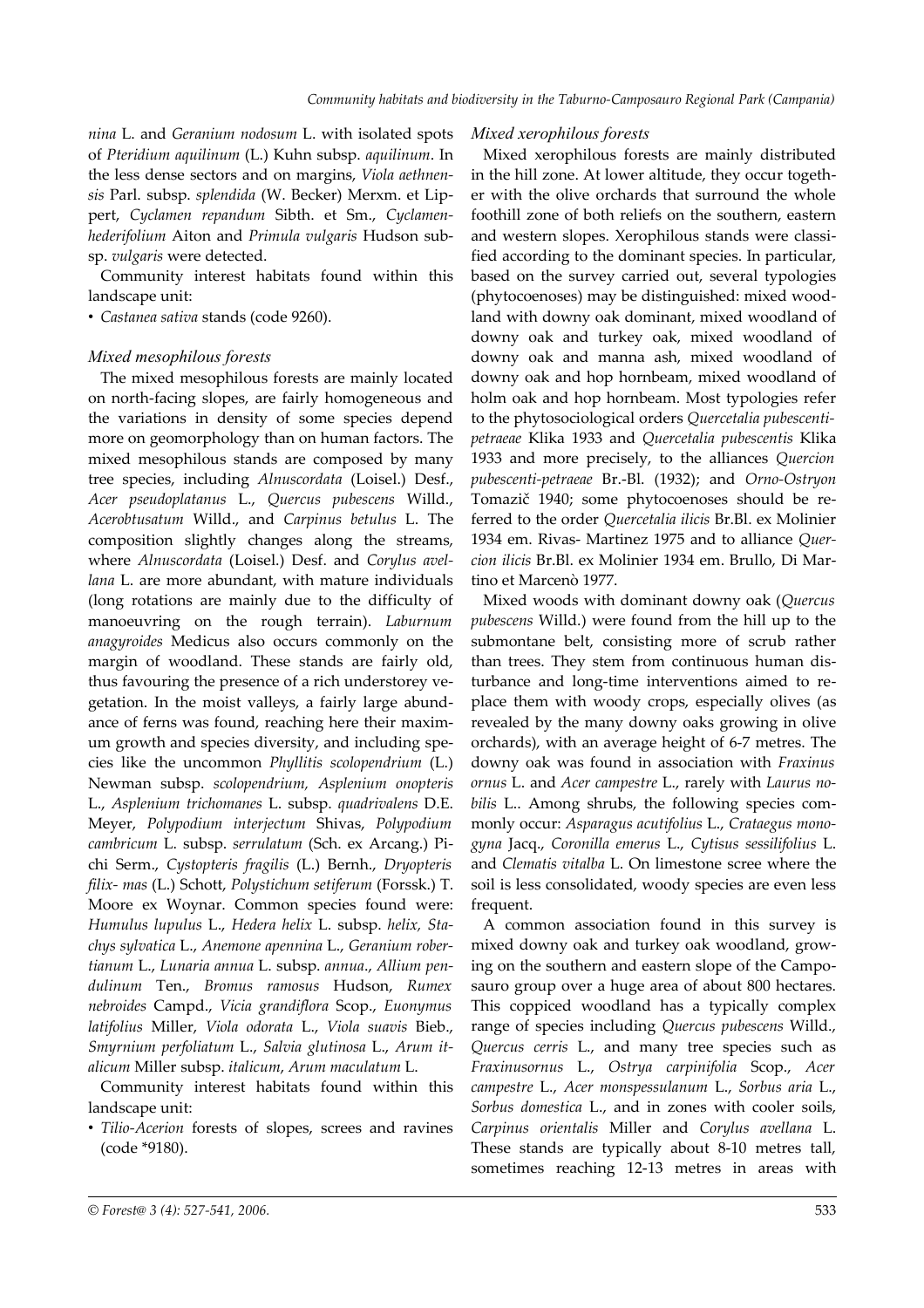*nina* L. and *Geranium nodosum* L. with isolated spots of *Pteridium aquilinum* (L.) Kuhn subsp. *aquilinum*. In the less dense sectors and on margins, *Viola aethnensis* Parl. subsp. *splendida* (W. Becker) Merxm. et Lippert, *Cyclamen repandum* Sibth. et Sm., *Cyclamen-hederifolium* Aiton and *Primula vulgaris* Hudson subsp. *vulgaris* were detected.

Community interest habitats found within this landscape unit:

- *Castanea sativa* stands (code 9260).

### *Mixed mesophilous forests*

The mixed mesophilous forests are mainly located on north-facing slopes, are fairly homogeneous and the variations in density of some species depend more on geomorphology than on human factors. The mixed mesophilous stands are composed by many tree species, including *Alnuscordata* (Loisel.) Desf., *Acer pseudoplatanus* L., *Quercus pubescens* Willd., *Acerobtusatum* Willd., and *Carpinus betulus* L. The composition slightly changes along the streams, where *Alnuscordata* (Loisel.) Desf. and *Corylus avellana* L. are more abundant, with mature individuals (long rotations are mainly due to the difficulty of manoeuvring on the rough terrain). *Laburnum anagyroides* Medicus also occurs commonly on the margin of woodland. These stands are fairly old, thus favouring the presence of a rich understorey vegetation. In the moist valleys, a fairly large abundance of ferns was found, reaching here their maximum growth and species diversity, and including species like the uncommon *Phyllitis scolopendrium* (L.) Newman subsp. *scolopendrium, Asplenium onopteris* L., *Asplenium trichomanes* L. subsp. *quadrivalens* D.E. Meyer, *Polypodium interjectum* Shivas, *Polypodium cambricum* L. subsp. *serrulatum* (Sch. ex Arcang.) Pichi Serm., *Cystopteris fragilis* (L.) Bernh., *Dryopteris filix- mas* (L.) Schott, *Polystichum setiferum* (Forssk.) T. Moore ex Woynar. Common species found were: *Humulus lupulus* L., *Hedera helix* L. subsp. *helix, Stachys sylvatica* L., *Anemone apennina* L., *Geranium robertianum* L., *Lunaria annua* L. subsp. *annua*., *Allium pendulinum* Ten., *Bromus ramosus* Hudson, *Rumex nebroides* Campd., *Vicia grandiflora* Scop., *Euonymus latifolius* Miller, *Viola odorata* L., *Viola suavis* Bieb., *Smyrnium perfoliatum* L., *Salvia glutinosa* L., *Arum italicum* Miller subsp. *italicum*, *Arum maculatum* L.

Community interest habitats found within this landscape unit:

- *Tilio-Acerion* forests of slopes, screes and ravines (code *9180).

### *Mixed xerophilous forests*

Mixed xerophilous forests are mainly distributed in the hill zone. At lower altitude, they occur together with the olive orchards that surround the whole foothill zone of both reliefs on the southern, eastern and western slopes. Xerophilous stands were classified according to the dominant species. In particular, based on the survey carried out, several typologies (phytocoenoses) may be distinguished: mixed woodland with downy oak dominant, mixed woodland of downy oak and turkey oak, mixed woodland of downy oak and manna ash, mixed woodland of downy oak and hop hornbeam, mixed woodland of holm oak and hop hornbeam. Most typologies refer to the phytosociological orders *Quercetalia pubescenti-petraeae* Klika 1933 and *Quercetalia pubescentis* Klika 1933 and more precisely, to the alliances *Quercion pubescenti-petraeae* Br.-Bl. (1932); and *Orno-Ostryon* Tomažič 1940; some phytocoenoses should be referred to the order *Quercetalia ilicis* Br.Bl. ex Molinier 1934 em. Rivas- Martinez 1975 and to alliance *Quercion ilicis* Br.Bl. ex Molinier 1934 em. Brullo, Di Martino et Marcenò 1977.

Mixed woods with dominant downy oak (*Quercus pubescens* Willd.) were found from the hill up to the submontane belt, consisting more of scrub rather than trees. They stem from continuous human disturbance and long-time interventions aimed to replace them with woody crops, especially olives (as revealed by the many downy oaks growing in olive orchards), with an average height of 6-7 metres. The downy oak was found in association with *Fraxinus ornus* L. and *Acer campestre* L., rarely with *Laurus nobilis* L.. Among shrubs, the following species commonly occur: *Asparagus acutifolius* L., *Crataegus monogyna* Jacq., *Coronilla emerus* L., *Cytisus sessilifolius* L. and *Clematis vitalba* L. On limestone scree where the soil is less consolidated, woody species are even less frequent.

A common association found in this survey is mixed downy oak and turkey oak woodland, growing on the southern and eastern slope of the Camposauro group over a huge area of about 800 hectares. This coppiced woodland has a typically complex range of species including *Quercus pubescens* Willd., *Quercus cerris* L., and many tree species such as *Fraxinusornus* L., *Ostrya carpinifolia* Scop., *Acer campestre* L., *Acer monspessulanum* L., *Sorbus aria* L., *Sorbus domestica* L., and in zones with cooler soils, *Carpinus orientalis* Miller and *Corylus avellana* L. These stands are typically about 8-10 metres tall, sometimes reaching 12-13 metres in areas with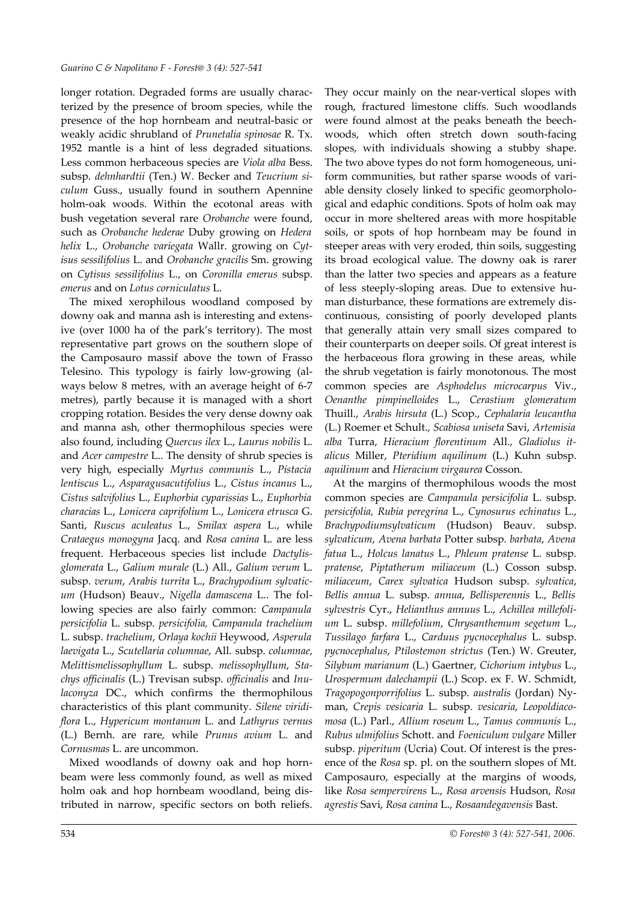longer rotation. Degraded forms are usually characterized by the presence of broom species, while the presence of the hop hornbeam and neutral-basic or weakly acidic shrubland of *Prunetalia spinosae* R. Tx. 1952 mantle is a hint of less degraded situations. Less common herbaceous species are *Viola alba* Bess. subsp. *dehnhardtii* (Ten.) W. Becker and *Teucrium siculum* Guss., usually found in soutern Apennine holm-oak woods. Within the ecotonal areas with bush vegetation several rare *Orobanche* were found, such as *Orobanche hederae* Duby growing on *Hedera helix* L., *Orobanche variegata* Wallr. growing on *Cytisus sessilifolius* L. and *Orobanche gracilis* Sm. growing on *Cytisus sessilifolius* L., on *Coronilla emerus* subsp. *emerus* and on *Lotus corniculatus* L.

The mixed xerophilous woodland composed by downy oak and manna ash is interesting and extensive (over 1000 ha of the park's territory). The most representative part grows on the southern slope of the Camposauro massif above the town of Frasso Telesino. This typology is fairly low-growing (always below 8 metres, with an average height of 6-7 metres), partly because it is managed with a short cropping rotation. Besides the very dense downy oak and manna ash, other thermophilous species were also found, including *Quercus ilex* L., *Laurus nobilis* L. and *Acer campestre* L.. The density of shrub species is very high, especially *Myrtus communis* L., *Pistacia lentiscus* L., *Asparagusacutifolius* L., *Cistus incanus* L., *Cistus salvifolius* L., *Euphorbia cyparissias* L., *Euphorbia characias* L., *Lonicera caprifolium* L., *Lonicera etrusca* G. Santi, *Ruscus aculeatus* L., *Smilax aspera* L., while *Crataegus monogyna* Jacq. and *Rosa canina* L. are less frequent. Herbaceous species list include *Dactylisglomerata* L., *Galium murale* (L.) All., *Galium verum* L. subsp. *verum*, *Arabis turrita* L., *Brachypodium sylvaticum* (Hudson) Beauv., *Nigella damascena* L.. The following species are also fairly common: *Campanula persicifolia* L. subsp. *persicifolia, Campanula trachelium* L. subsp. *trachelium*, *Orlaya kochii* Heywood, *Asperula laevigata* L., *Scutellaria columnae*, All. subsp. *columnae*, *Melittismelissophyllum* L. subsp. *melissophyllum*, *Stachys officinalis* (L.) Trevisan subsp. *officinalis* and *Inulaconyza* DC., which confirms the thermophilous characteristics of this plant community. *Silene viridiflora* L., *Hypericum montanum* L. and *Lathyrus vernus* (L.) Bernh. are rare, while *Prunus avium* L. and *Cornusmas* L. are uncommon.

Mixed woodlands of downy oak and hop hornbeam were less commonly found, as well as mixed holm oak and hop hornbeam woodland, being distributed in narrow, specific sectors on both reliefs. They occur mainly on the near-vertical slopes with rough, fractured limestone cliffs. Such woodlands were found almost at the peaks beneath the beechwoods, which often stretch down south-facing slopes, with individuals showing a stubby shape. The two above types do not form homogeneous, uniform communities, but rather sparse woods of variable density closely linked to specific geomorphological and edaphic conditions. Spots of holm oak may occur in more sheltered areas with more hospitable soils, or spots of hop hornbeam may be found in steeper areas with very eroded, thin soils, suggesting its broad ecological value. The downy oak is rarer than the latter two species and appears as a feature of less steeply-sloping areas. Due to extensive human disturbance, these formations are extremely discontinuous, consisting of poorly developed plants that generally attain very small sizes compared to their counterparts on deeper soils. Of great interest is the herbaceous flora growing in these areas, while the shrub vegetation is fairly monotonous. The most common species are *Asphodelus microcarpus* Viv., *Oenanthe pimpinelloides* L., *Cerastium glomeratum* Thuill., *Arabis hirsuta* (L.) Scop., *Cephalaria leucantha* (L.) Roemer et Schult., *Scabiosa uniseta* Savi, *Artemisia alba* Turra, *Hieracium florentinum* All., *Gladiolus italicus* Miller, *Pteridium aquilinum* (L.) Kuhn subsp. *aquilinum* and *Hieracium virgaurea* Cosson.

At the margins of thermophilous woods the most common species are *Campanula persicifolia* L. subsp. *persicifolia, Rubia peregrina* L., *Cynosurus echinatus* L., *Brachypodiumsylvaticum* (Hudson) Beauv. subsp. *sylvaticum*, *Avena barbata* Potter subsp. *barbata*, *Avena fatua* L., *Holcus lanatus* L., *Phleum pratense* L. subsp. *pratense*, *Piptatherum miliaceum* (L.) Cosson subsp. *miliaceum*, *Carex sylvatica* Hudson subsp. *sylvatica*, *Bellis annua* L. subsp. *annua*, *Bellisperennis* L., *Bellis sylvestris* Cyr., *Helianthus annuus* L., *Achillea millefolium* L. subsp. *millefolium*, *Chrysanthemum segetum* L., *Tussilago farfara* L., *Carduus pycnocephalus* L. subsp. *pycnocephalus*, *Ptilostemon strictus* (Ten.) W. Greuter, *Silybum marianum* (L.) Gaertner, *Cichorium intybus* L., *Urospermum dalechampii* (L.) Scop. ex F. W. Schmidt, *Tragopogonporrifolius* L. subsp. *australis* (Jordan) Nyman, *Crepis vesicaria* L. subsp. *vesicaria*, *Leopoldiacomosa* (L.) Parl., *Allium roseum* L., *Tamus communis* L., *Rubus ulmifolius* Schott. and *Foeniculum vulgare* Miller subsp. *piperitum* (Ucria) Cout. Of interest is the presence of the *Rosa* sp. pl. on the southern slopes of Mt. Camposauro, especially at the margins of woods, like *Rosa sempervirens* L., *Rosa arvensis* Hudson, *Rosa agrestis* Savi, *Rosa canina* L., *Rosaandegavensis* Bast.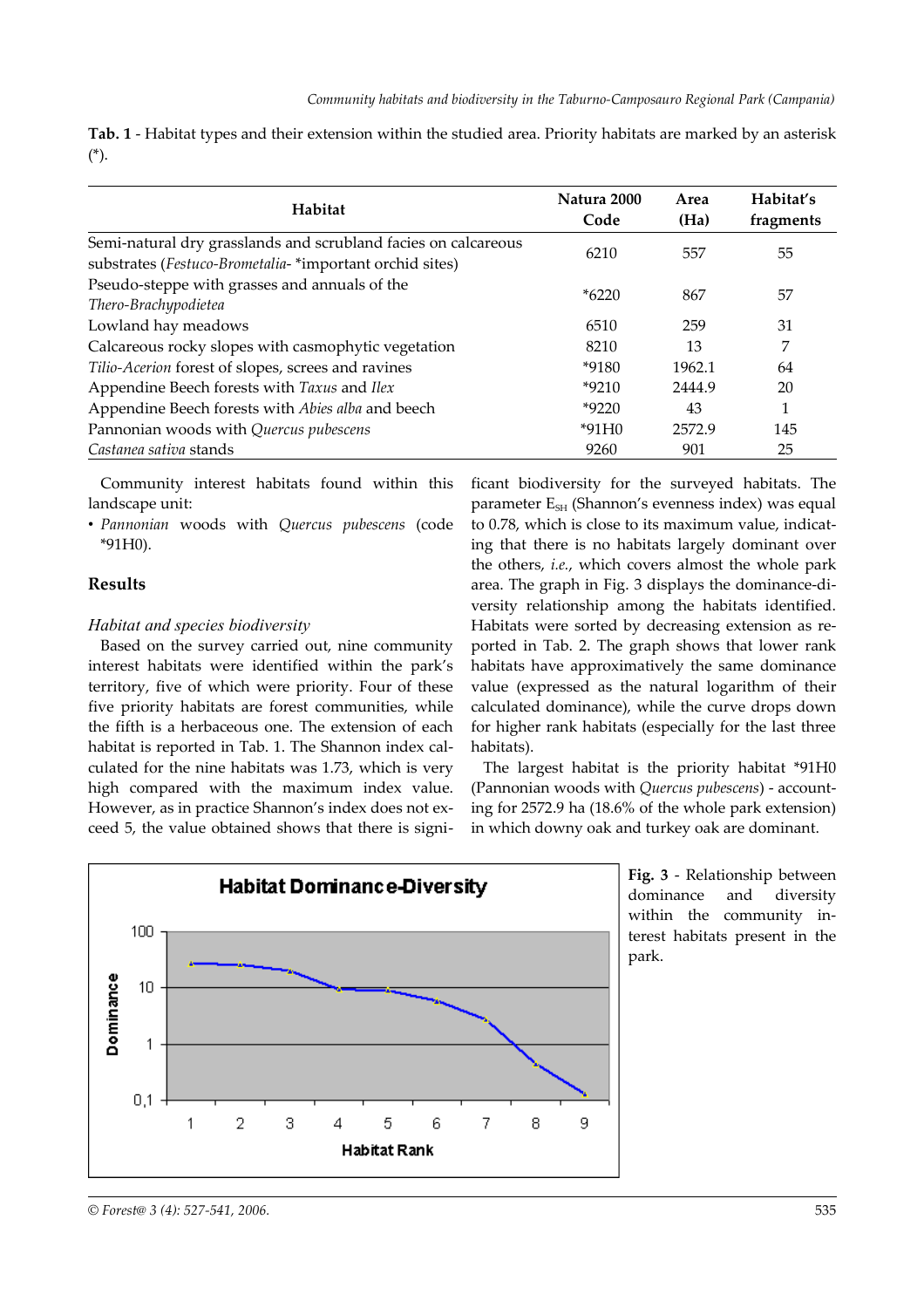**Tab. 1** - Habitat types and their extension within the studied area. Priority habitats are marked by an asterisk (*).

| Habitat | Natura 2000 Code | Area (Ha) | Habitat's fragments |
|---|---|---|---|
| Semi-natural dry grasslands and scrubland facies on calcareous substrates (*Festuco-Brometalia*- *important orchid sites) | 6210 | 557 | 55 |
| Pseudo-steppe with grasses and annuals of the *Thero-Brachypodietea* | *6220 | 867 | 57 |
| Lowland hay meadows | 6510 | 259 | 31 |
| Calcareous rocky slopes with casmophytic vegetation | 8210 | 13 | 7 |
| *Tilio-Acerion* forest of slopes, screes and ravines | *9180 | 1962.1 | 64 |
| Appendine Beech forests with *Taxus* and *Ilex* | *9210 | 2444.9 | 20 |
| Appendine Beech forests with *Abies alba* and beech | *9220 | 43 | 1 |
| Pannonian woods with *Quercus pubescens* | *91H0 | 2572.9 | 145 |
| *Castanea sativa* stands | 9260 | 901 | 25 |

Community interest habitats found within this landscape unit:

- *Pannonian* woods with *Quercus pubescens* (code *91H0).

## Results

### *Habitat and species biodiversity*

Based on the survey carried out, nine community interest habitats were identified within the park's territory, five of which were priority. Four of these five priority habitats are forest communities, while the fifth is a herbaceous one. The extension of each habitat is reported in Tab. 1. The Shannon index calculated for the nine habitats was 1.73, which is very high compared with the maximum index value. However, as in practice Shannon's index does not exceed 5, the value obtained shows that there is significant biodiversity for the surveyed habitats. The parameter $E_{SH}$ (Shannon's evenness index) was equal to 0.78, which is close to its maximum value, indicating that there is no habitats largely dominant over the others, *i.e.*, which covers almost the whole park area. The graph in Fig. 3 displays the dominance-diversity relationship among the habitats identified. Habitats were sorted by decreasing extension as reported in Tab. 2. The graph shows that lower rank habitats have approximatively the same dominance value (expressed as the natural logarithm of their calculated dominance), while the curve drops down for higher rank habitats (especially for the last three habitats).

The largest habitat is the priority habitat *91H0 (Pannonian woods with *Quercus pubescens*) - accounting for 2572.9 ha (18.6% of the whole park extension) in which downy oak and turkey oak are dominant.

**Fig. 3** - Relationship between dominance and diversity within the community interest habitats present in the park.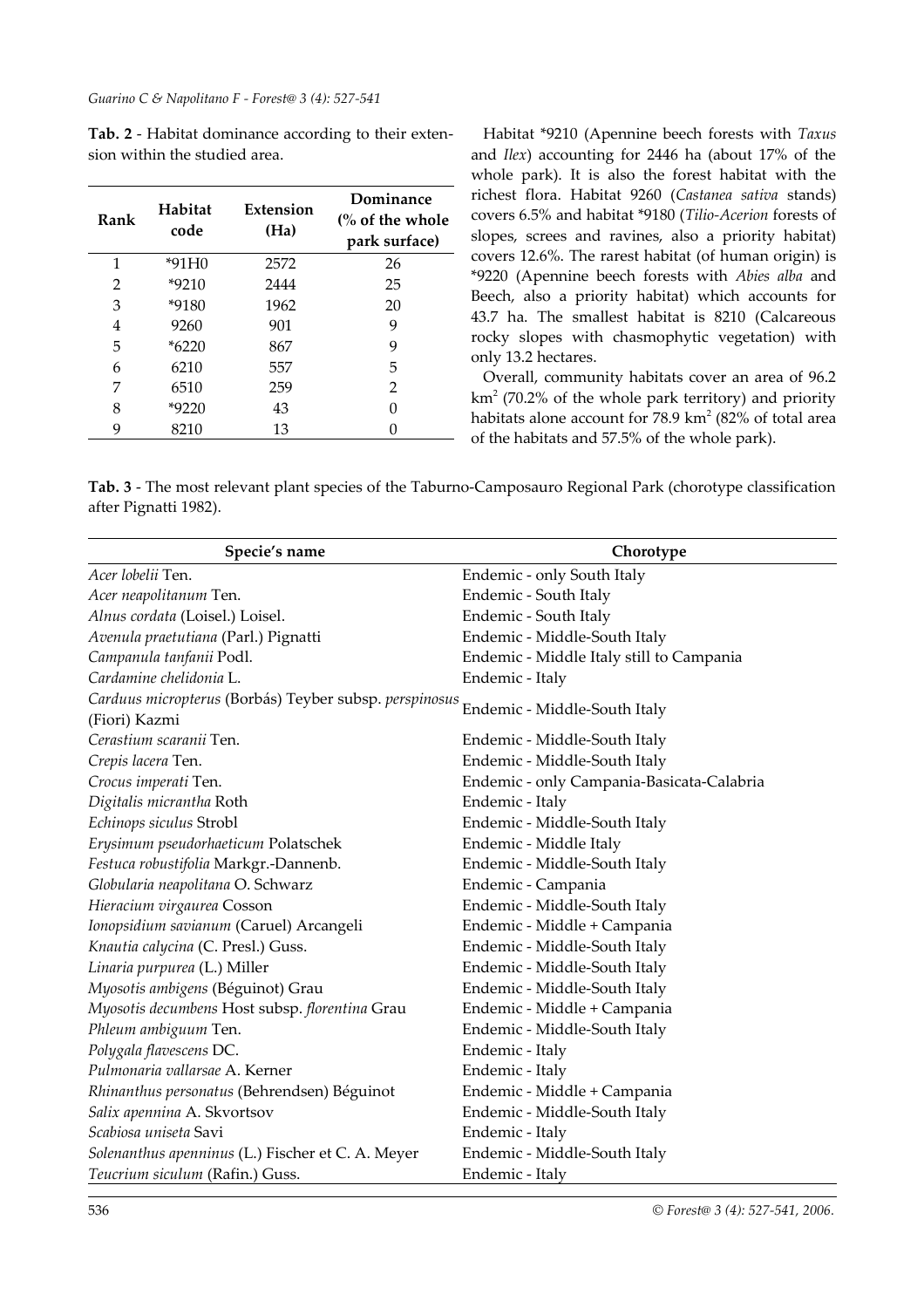**Tab. 2** - Habitat dominance according to their extension within the studied area.

| Rank | Habitat code | Extension (Ha) | Dominance (% of the whole park surface) |
|---|---|---|---|
| 1 | *91H0 | 2572 | 26 |
| 2 | *9210 | 2444 | 25 |
| 3 | *9180 | 1962 | 20 |
| 4 | 9260 | 901 | 9 |
| 5 | *6220 | 867 | 9 |
| 6 | 6210 | 557 | 5 |
| 7 | 6510 | 259 | 2 |
| 8 | *9220 | 43 | 0 |
| 9 | 8210 | 13 | 0 |

Habitat *9210 (Apennine beech forests with *Taxus* and *Ilex*) accounting for 2446 ha (about 17% of the whole park). It is also the forest habitat with the richest flora. Habitat 9260 (*Castanea sativa* stands) covers 6.5% and habitat *9180 (*Tilio-Acerion* forests of slopes, screes and ravines, also a priority habitat) covers 12.6%. The rarest habitat (of human origin) is *9220 (Apennine beech forests with *Abies alba* and Beech, also a priority habitat) which accounts for 43.7 ha. The smallest habitat is 8210 (Calcareous rocky slopes with chasmophytic vegetation) with only 13.2 hectares.

Overall, community habitats cover an area of 96.2 $km^2$ (70.2% of the whole park territory) and priority habitats alone account for 78.9 $km^2$ (82% of total area of the habitats and 57.5% of the whole park).

**Tab. 3** - The most relevant plant species of the Taburno-Camposauro Regional Park (chorotype classification after Pignatti 1982).

| Specie's name | Chorotype |
|---|---|
| *Acer lobelii* Ten. | Endemic - only South Italy |
| *Acer neapolitanum* Ten. | Endemic - South Italy |
| *Alnus cordata* (Loisel.) Loisel. | Endemic - South Italy |
| *Avenula praetutiana* (Parl.) Pignatti | Endemic - Middle-South Italy |
| *Campanula tanfanii* Podl. | Endemic - Middle Italy still to Campania |
| *Cardamine chelidonia* L. | Endemic - Italy |
| *Carduus micropterus* (Borbás) Teyber subsp. *perspinosus* (Fiori) Kazmi | Endemic - Middle-South Italy |
| *Cerastium scaranii* Ten. | Endemic - Middle-South Italy |
| *Crepis lacera* Ten. | Endemic - Middle-South Italy |
| *Crocus imperati* Ten. | Endemic - only Campania-Basicata-Calabria |
| *Digitalis micrantha* Roth | Endemic - Italy |
| *Echinops siculus* Strobl | Endemic - Middle-South Italy |
| *Erysimum pseudorhaeticum* Polatschek | Endemic - Middle Italy |
| *Festuca robustifolia* Markgr.-Dannenb. | Endemic - Middle-South Italy |
| *Globularia neapolitana* O. Schwarz | Endemic - Campania |
| *Hieracium virgaurea* Cosson | Endemic - Middle-South Italy |
| *Ionopsidium savianum* (Caruel) Arcangeli | Endemic - Middle + Campania |
| *Knautia calycina* (C. Presl.) Guss. | Endemic - Middle-South Italy |
| *Linaria purpurea* (L.) Miller | Endemic - Middle-South Italy |
| *Myosotis ambigens* (Béguinot) Grau | Endemic - Middle-South Italy |
| *Myosotis decumbens* Host subsp. *florentina* Grau | Endemic - Middle + Campania |
| *Phleum ambiguum* Ten. | Endemic - Middle-South Italy |
| *Polygala flavescens* DC. | Endemic - Italy |
| *Pulmonaria vallarsae* A. Kerner | Endemic - Italy |
| *Rhinanthus personatus* (Behrendsen) Béguinot | Endemic - Middle + Campania |
| *Salix apennina* A. Skvortsov | Endemic - Middle-South Italy |
| *Scabiosa uniseta* Savi | Endemic - Italy |
| *Solenanthus apenninus* (L.) Fischer et C. A. Meyer | Endemic - Middle-South Italy |
| *Teucrium siculum* (Rafin.) Guss. | Endemic - Italy |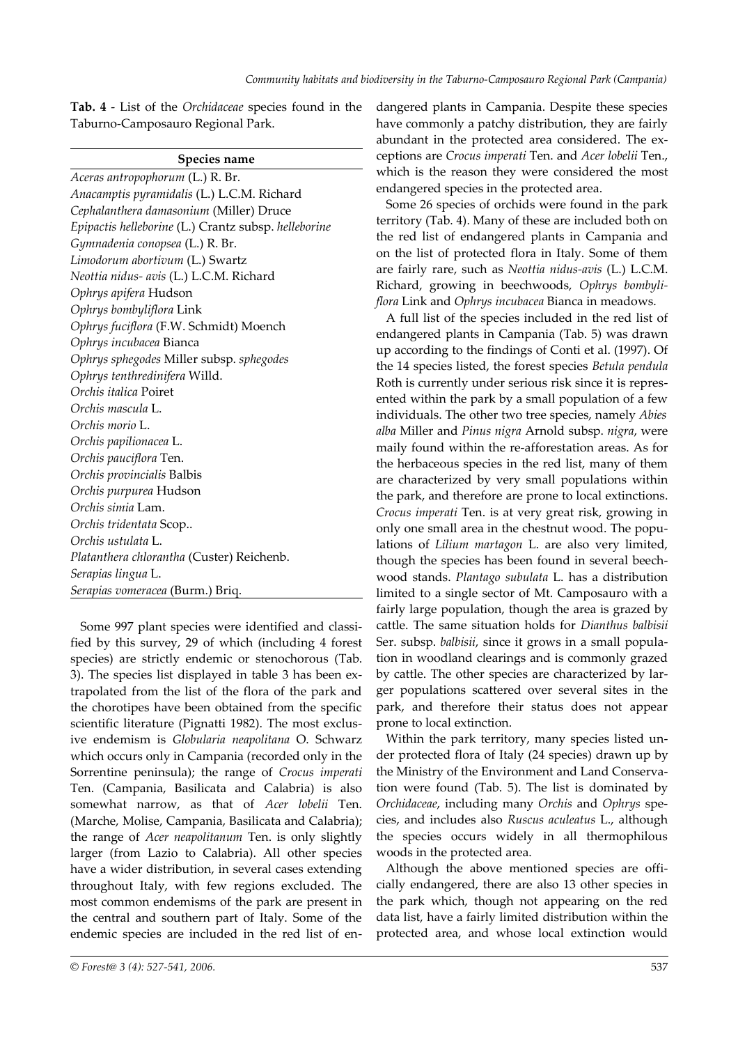**Tab. 4** - List of the *Orchidaceae* species found in the Taburno-Camposauro Regional Park.

| Species name |
|---|
| *Aceras antropophorum* (L.) R. Br. |
| *Anacamptis pyramidalis* (L.) L.C.M. Richard |
| *Cephalanthera damasonium* (Miller) Druce |
| *Epipactis helleborine* (L.) Crantz subsp. *helleborine* |
| *Gymnadenia conopsea* (L.) R. Br. |
| *Limodorum abortivum* (L.) Swartz |
| *Neottia nidus- avis* (L.) L.C.M. Richard |
| *Ophrys apifera* Hudson |
| *Ophrys bombyliflora* Link |
| *Ophrys fuciflora* (F.W. Schmidt) Moench |
| *Ophrys incubacea* Bianca |
| *Ophrys sphegodes* Miller subsp. *sphegodes* |
| *Ophrys tenthredinifera* Willd. |
| *Orchis italica* Poiret |
| *Orchis mascula* L. |
| *Orchis morio* L. |
| *Orchis papilionacea* L. |
| *Orchis pauciflora* Ten. |
| *Orchis provincialis* Balbis |
| *Orchis purpurea* Hudson |
| *Orchis simia* Lam. |
| *Orchis tridentata* Scop.. |
| *Orchis ustulata* L. |
| *Platanthera chlorantha* (Custer) Reichenb. |
| *Serapias lingua* L. |
| *Serapias vomeracea* (Burm.) Briq. |

Some 997 plant species were identified and classified by this survey, 29 of which (including 4 forest species) are strictly endemic or stenochorous (Tab. 3). The species list displayed in table 3 has been extrapolated from the list of the flora of the park and the chorotipes have been obtained from the specific scientific literature (Pignatti 1982). The most exclusive endemism is *Globularia neapolitana* O. Schwarz which occurs only in Campania (recorded only in the Sorrentine peninsula); the range of *Crocus imperati* Ten. (Campania, Basilicata and Calabria) is also somewhat narrow, as that of *Acer lobelii* Ten. (Marche, Molise, Campania, Basilicata and Calabria); the range of *Acer neapolitanum* Ten. is only slightly larger (from Lazio to Calabria). All other species have a wider distribution, in several cases extending throughout Italy, with few regions excluded. The most common endemisms of the park are present in the central and southern part of Italy. Some of the endemic species are included in the red list of endangered plants in Campania. Despite these species have commonly a patchy distribution, they are fairly abundant in the protected area considered. The exceptions are *Crocus imperati* Ten. and *Acer lobelii* Ten., which is the reason they were considered the most endangered species in the protected area.

Some 26 species of orchids were found in the park territory (Tab. 4). Many of these are included both on the red list of endangered plants in Campania and on the list of protected flora in Italy. Some of them are fairly rare, such as *Neottia nidus-avis* (L.) L.C.M. Richard, growing in beechwoods, *Ophrys bombyliflora* Link and *Ophrys incubacea* Bianca in meadows.

A full list of the species included in the red list of endangered plants in Campania (Tab. 5) was drawn up according to the findings of Conti et al. (1997). Of the 14 species listed, the forest species *Betula pendula* Roth is currently under serious risk since it is represented within the park by a small population of a few individuals. The other two tree species, namely *Abies alba* Miller and *Pinus nigra* Arnold subsp. *nigra*, were maily found within the re-afforestation areas. As for the herbaceous species in the red list, many of them are characterized by very small populations within the park, and therefore are prone to local extinctions. *Crocus imperati* Ten. is at very great risk, growing in only one small area in the chestnut wood. The populations of *Lilium martagon* L. are also very limited, though the species has been found in several beechwood stands. *Plantago subulata* L. has a distribution limited to a single sector of Mt. Camposauro with a fairly large population, though the area is grazed by cattle. The same situation holds for *Dianthus balbisii* Ser. subsp. *balbisii*, since it grows in a small population in woodland clearings and is commonly grazed by cattle. The other species are characterized by larger populations scattered over several sites in the park, and therefore their status does not appear prone to local extinction.

Within the park territory, many species listed under protected flora of Italy (24 species) drawn up by the Ministry of the Environment and Land Conservation were found (Tab. 5). The list is dominated by *Orchidaceae*, including many *Orchis* and *Ophrys* species, and includes also *Ruscus aculeatus* L., although the species occurs widely in all thermophilous woods in the protected area.

Although the above mentioned species are officially endangered, there are also 13 other species in the park which, though not appearing on the red data list, have a fairly limited distribution within the protected area, and whose local extinction would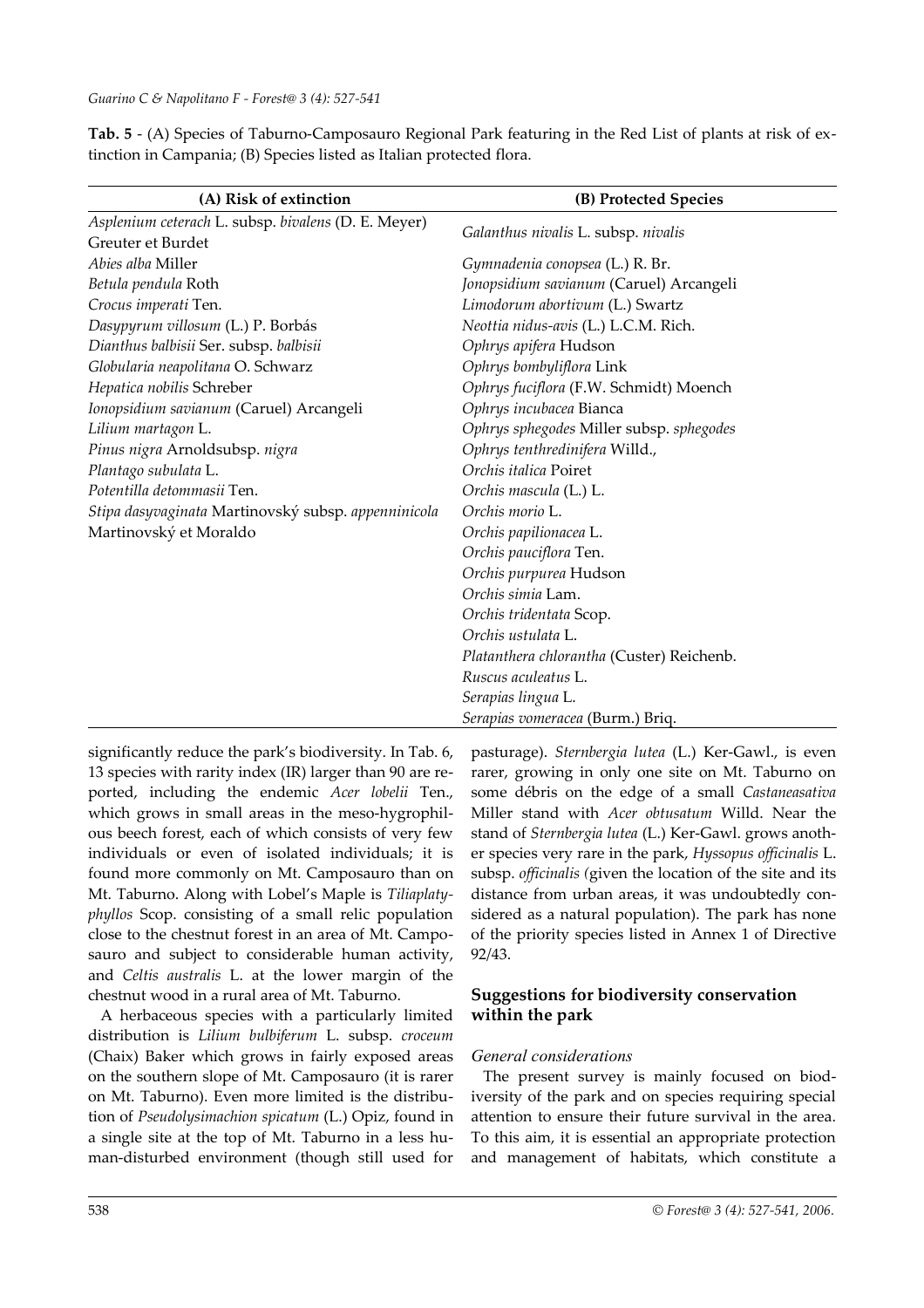**Tab. 5** - (A) Species of Taburno-Camposauro Regional Park featuring in the Red List of plants at risk of extinction in Campania; (B) Species listed as Italian protected flora.

| (A) Risk of extinction | (B) Protected Species |
|---|---|
| *Asplenium ceterach* L. subsp. *bivalens* (D. E. Meyer) Greuter et Burdet | *Galanthus nivalis* L. subsp. *nivalis* |
| *Abies alba* Miller | *Gymnadenia conopsea* (L.) R. Br. |
| *Betula pendula* Roth | *Jonopsidium savianum* (Caruel) Arcangeli |
| *Crocus imperati* Ten. | *Limodorum abortivum* (L.) Swartz |
| *Dasypyrum villosum* (L.) P. Borbás | *Neottia nidus-avis* (L.) L.C.M. Rich. |
| *Dianthus balbisii* Ser. subsp. *balbisii* | *Ophrys apifera* Hudson |
| *Globularia neapolitana* O. Schwarz | *Ophrys bombyliflora* Link |
| *Hepatica nobilis* Schreber | *Ophrys fuciflora* (F.W. Schmidt) Moench |
| *Ionopsidium savianum* (Caruel) Arcangeli | *Ophrys incubacea* Bianca |
| *Lilium martagon* L. | *Ophrys sphegodes* Miller subsp. *sphegodes* |
| *Pinus nigra* Arnoldsubsp. *nigra* | *Ophrys tenthredinifera* Willd., |
| *Plantago subulata* L. | *Orchis italica* Poiret |
| *Potentilla detommasii* Ten. | *Orchis mascula* (L.) L. |
| *Stipa dasyvaginata* Martinovský subsp. *appenninicola* Martinovský et Moraldo | *Orchis morio* L. |
| | *Orchis papilionacea* L. |
| | *Orchis pauciflora* Ten. |
| | *Orchis purpurea* Hudson |
| | *Orchis simia* Lam. |
| | *Orchis tridentata* Scop. |
| | *Orchis ustulata* L. |
| | *Platanthera chlorantha* (Custer) Reichenb. |
| | *Ruscus aculeatus* L. |
| | *Serapias lingua* L. |
| | *Serapias vomeracea* (Burm.) Briq. |

significantly reduce the park's biodiversity. In Tab. 6, 13 species with rarity index (IR) larger than 90 are reported, including the endemic *Acer lobelii* Ten., which grows in small areas in the meso-hygrophilous beech forest, each of which consists of very few individuals or even of isolated individuals; it is found more commonly on Mt. Camposauro than on Mt. Taburno. Along with Lobel's Maple is *Tiliaplatyphyllos* Scop. consisting of a small relic population close to the chestnut forest in an area of Mt. Camposauro and subject to considerable human activity, and *Celtis australis* L. at the lower margin of the chestnut wood in a rural area of Mt. Taburno.

A herbaceous species with a particularly limited distribution is *Lilium bulbiferum* L. subsp. *croceum* (Chaix) Baker which grows in fairly exposed areas on the southern slope of Mt. Camposauro (it is rarer on Mt. Taburno). Even more limited is the distribution of *Pseudolysimachion spicatum* (L.) Opiz, found in a single site at the top of Mt. Taburno in a less human-disturbed environment (though still used for pasturage). *Sternbergia lutea* (L.) Ker-Gawl., is even rarer, growing in only one site on Mt. Taburno on some débris on the edge of a small *Castaneasativa* Miller stand with *Acer obtusatum* Willd. Near the stand of *Sternbergia lutea* (L.) Ker-Gawl. grows another species very rare in the park, *Hyssopus officinalis* L. subsp. *officinalis* (given the location of the site and its distance from urban areas, it was undoubtedly considered as a natural population). The park has none of the priority species listed in Annex 1 of Directive 92/43.

## Suggestions for biodiversity conservation within the park

### General considerations

The present survey is mainly focused on biodiversity of the park and on species requiring special attention to ensure their future survival in the area. To this aim, it is essential an appropriate protection and management of habitats, which constitute a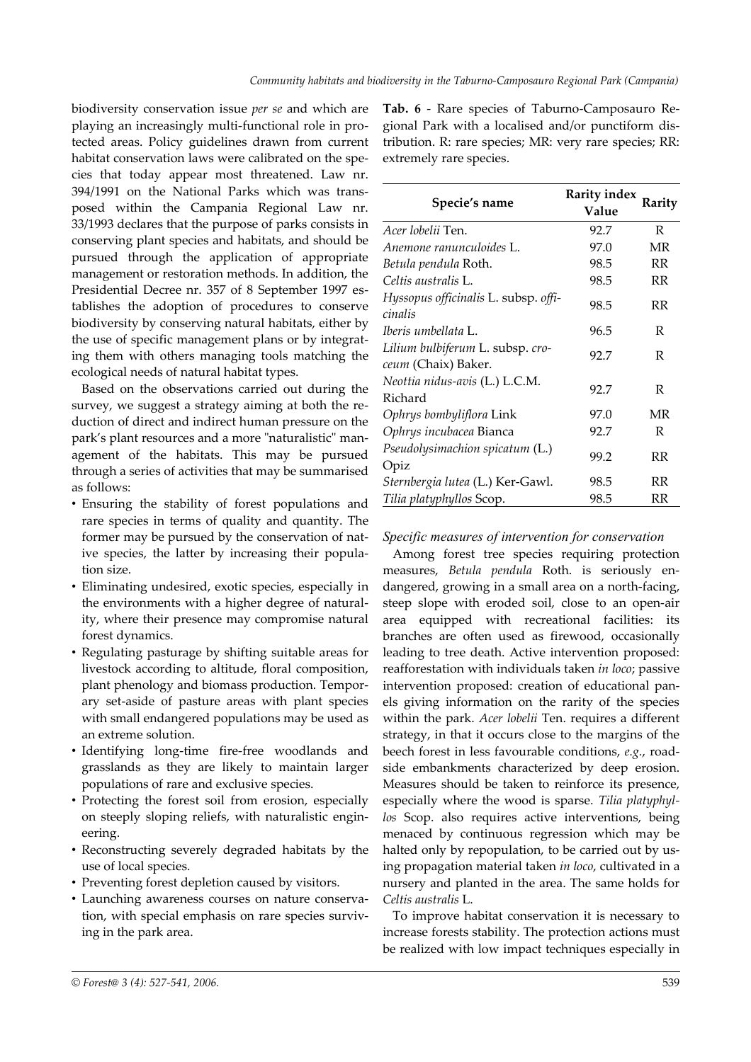biodiversity conservation issue *per se* and which are playing an increasingly multi-functional role in protected areas. Policy guidelines drawn from current habitat conservation laws were calibrated on the species that today appear most threatened. Law nr. 394/1991 on the National Parks which was transposed within the Campania Regional Law nr. 33/1993 declares that the purpose of parks consists in conserving plant species and habitats, and should be pursued through the application of appropriate management or restoration methods. In addition, the Presidential Decree nr. 357 of 8 September 1997 establishes the adoption of procedures to conserve biodiversity by conserving natural habitats, either by the use of specific management plans or by integrating them with others managing tools matching the ecological needs of natural habitat types.

Based on the observations carried out during the survey, we suggest a strategy aiming at both the reduction of direct and indirect human pressure on the park's plant resources and a more "naturalistic" management of the habitats. This may be pursued through a series of activities that may be summarised as follows:

- Ensuring the stability of forest populations and rare species in terms of quality and quantity. The former may be pursued by the conservation of native species, the latter by increasing their population size.
- Eliminating undesired, exotic species, especially in the environments with a higher degree of naturality, where their presence may compromise natural forest dynamics.
- Regulating pasturage by shifting suitable areas for livestock according to altitude, floral composition, plant phenology and biomass production. Temporary set-aside of pasture areas with plant species with small endangered populations may be used as an extreme solution.
- Identifying long-time fire-free woodlands and grasslands as they are likely to maintain larger populations of rare and exclusive species.
- Protecting the forest soil from erosion, especially on steeply sloping reliefs, with naturalistic engineering.
- Reconstructing severely degraded habitats by the use of local species.
- Preventing forest depletion caused by visitors.
- Launching awareness courses on nature conservation, with special emphasis on rare species surviving in the park area.

**Tab. 6** - Rare species of Taburno-Camposauro Regional Park with a localised and/or punctiform distribution. R: rare species; MR: very rare species; RR: extremely rare species.

| Specie's name | Rarity index Value | Rarity |
|---|---|---|
| *Acer lobelii* Ten. | 92.7 | R |
| *Anemone ranunculoides* L. | 97.0 | MR |
| *Betula pendula* Roth. | 98.5 | RR |
| *Celtis australis* L. | 98.5 | RR |
| *Hyssopus officinalis* L. subsp. *officinalis* | 98.5 | RR |
| *Iberis umbellata* L. | 96.5 | R |
| *Lilium bulbiferum* L. subsp. *croceum* (Chaix) Baker. | 92.7 | R |
| *Neottia nidus-avis* (L.) L.C.M. Richard | 92.7 | R |
| *Ophrys bombyliflora* Link | 97.0 | MR |
| *Ophrys incubacea* Bianca | 92.7 | R |
| *Pseudolysimachion spicatum* (L.) Opiz | 99.2 | RR |
| *Sternbergia lutea* (L.) Ker-Gawl. | 98.5 | RR |
| *Tilia platyphyllos* Scop. | 98.5 | RR |

### *Specific measures of intervention for conservation*

Among forest tree species requiring protection measures, *Betula pendula* Roth. is seriously endangered, growing in a small area on a north-facing, steep slope with eroded soil, close to an open-air area equipped with recreational facilities: its branches are often used as firewood, occasionally leading to tree death. Active intervention proposed: reafforestation with individuals taken *in loco*; passive intervention proposed: creation of educational panels giving information on the rarity of the species within the park. *Acer lobelii* Ten. requires a different strategy, in that it occurs close to the margins of the beech forest in less favourable conditions, *e.g.*, roadside embankments characterized by deep erosion. Measures should be taken to reinforce its presence, especially where the wood is sparse. *Tilia platyphyllos* Scop. also requires active interventions, being menaced by continuous regression which may be halted only by repopulation, to be carried out by using propagation material taken *in loco*, cultivated in a nursery and planted in the area. The same holds for *Celtis australis* L.

To improve habitat conservation it is necessary to increase forests stability. The protection actions must be realized with low impact techniques especially in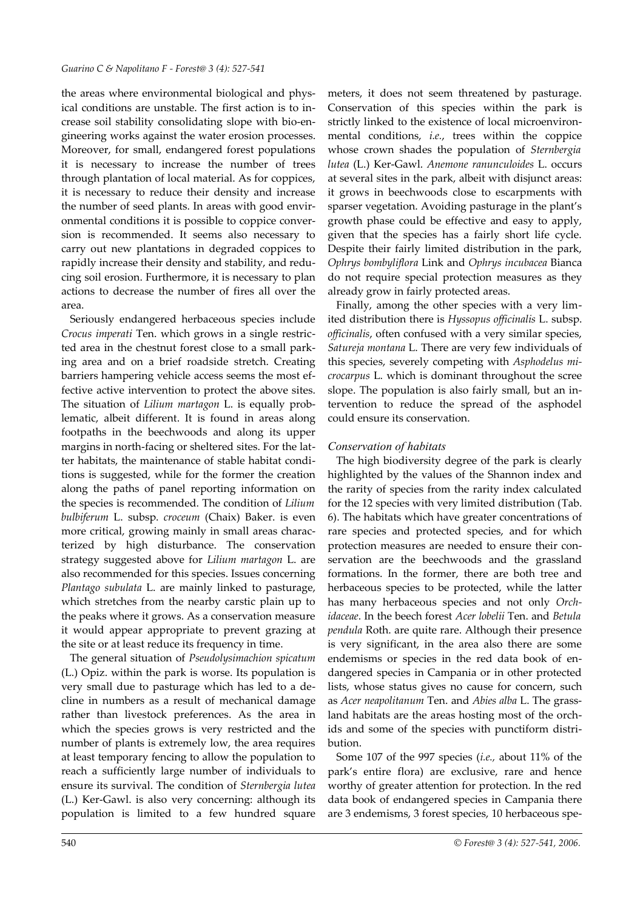the areas where environmental biological and physical conditions are unstable. The first action is to increase soil stability consolidating slope with bio-engineering works against the water erosion processes. Moreover, for small, endangered forest populations it is necessary to increase the number of trees through plantation of local material. As for coppices, it is necessary to reduce their density and increase the number of seed plants. In areas with good environmental conditions it is possible to coppice conversion is recommended. It seems also necessary to carry out new plantations in degraded coppices to rapidly increase their density and stability, and reducing soil erosion. Furthermore, it is necessary to plan actions to decrease the number of fires all over the area.

Seriously endangered herbaceous species include *Crocus imperati* Ten. which grows in a single restricted area in the chestnut forest close to a small parking area and on a brief roadside stretch. Creating barriers hampering vehicle access seems the most effective active intervention to protect the above sites. The situation of *Lilium martagon* L. is equally problematic, albeit different. It is found in areas along footpaths in the beechwoods and along its upper margins in north-facing or sheltered sites. For the latter habitats, the maintenance of stable habitat conditions is suggested, while for the former the creation along the paths of panel reporting information on the species is recommended. The condition of *Lilium bulbiferum* L. subsp. *croceum* (Chaix) Baker. is even more critical, growing mainly in small areas characterized by high disturbance. The conservation strategy suggested above for *Lilium martagon* L. are also recommended for this species. Issues concerning *Plantago subulata* L. are mainly linked to pasturage, which stretches from the nearby carstic plain up to the peaks where it grows. As a conservation measure it would appear appropriate to prevent grazing at the site or at least reduce its frequency in time.

The general situation of *Pseudolysimachion spicatum* (L.) Opiz. within the park is worse. Its population is very small due to pasturage which has led to a decline in numbers as a result of mechanical damage rather than livestock preferences. As the area in which the species grows is very restricted and the number of plants is extremely low, the area requires at least temporary fencing to allow the population to reach a sufficiently large number of individuals to ensure its survival. The condition of *Sternbergia lutea* (L.) Ker-Gawl. is also very concerning: although its population is limited to a few hundred square meters, it does not seem threatened by pasturage. Conservation of this species within the park is strictly linked to the existence of local microenvironmental conditions, *i.e.*, trees within the coppice whose crown shades the population of *Sternbergia lutea* (L.) Ker-Gawl. *Anemone ranunculoides* L. occurs at several sites in the park, albeit with disjunct areas: it grows in beechwoods close to escarpments with sparser vegetation. Avoiding pasturage in the plant's growth phase could be effective and easy to apply, given that the species has a fairly short life cycle. Despite their fairly limited distribution in the park, *Ophrys bombyliflora* Link and *Ophrys incubacea* Bianca do not require special protection measures as they already grow in fairly protected areas.

Finally, among the other species with a very limited distribution there is *Hyssopus officinalis* L. subsp. *officinalis*, often confused with a very similar species, *Satureja montana* L. There are very few individuals of this species, severely competing with *Asphodelus microcarpus* L. which is dominant throughout the scree slope. The population is also fairly small, but an intervention to reduce the spread of the asphodel could ensure its conservation.

### *Conservation of habitats*

The high biodiversity degree of the park is clearly highlighted by the values of the Shannon index and the rarity of species from the rarity index calculated for the 12 species with very limited distribution (Tab. 6). The habitats which have greater concentrations of rare species and protected species, and for which protection measures are needed to ensure their conservation are the beechwoods and the grassland formations. In the former, there are both tree and herbaceous species to be protected, while the latter has many herbaceous species and not only *Orchidaceae*. In the beech forest *Acer lobelii* Ten. and *Betula pendula* Roth. are quite rare. Although their presence is very significant, in the area also there are some endemisms or species in the red data book of endangered species in Campania or in other protected lists, whose status gives no cause for concern, such as *Acer neapolitanum* Ten. and *Abies alba* L. The grassland habitats are the areas hosting most of the orchids and some of the species with punctiform distribution.

Some 107 of the 997 species (*i.e.,* about 11% of the park's entire flora) are exclusive, rare and hence worthy of greater attention for protection. In the red data book of endangered species in Campania there are 3 endemisms, 3 forest species, 10 herbaceous spe-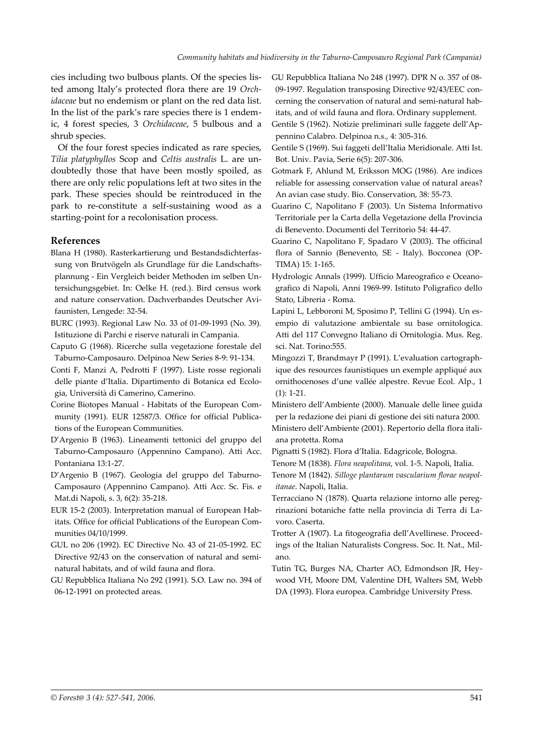cies including two bulbous plants. Of the species listed among Italy's protected flora there are 19 *Orchidaceae* but no endemism or plant on the red data list. In the list of the park's rare species there is 1 endemic, 4 forest species, 3 *Orchidaceae*, 5 bulbous and a shrub species.

Of the four forest species indicated as rare species, *Tilia platyphyllos* Scop and *Celtis australis* L. are undoubtedly those that have been mostly spoiled, as there are only relic populations left at two sites in the park. These species should be reintroduced in the park to re-constitute a self-sustaining wood as a starting-point for a recolonisation process.

## References

Blana H (1980). Rasterkartierung und Bestandsdichterfassung von Brutvögeln als Grundlage für die Landschaftsplannung - Ein Vergleich beider Methoden im selben Untersichungsgebiet. In: Oelke H. (red.). Bird census work and nature conservation. Dachverbandes Deutscher Avifaunisten, Lengede: 32-54.

BURC (1993). Regional Law No. 33 of 01-09-1993 (No. 39). Istituzione di Parchi e riserve naturali in Campania.

Caputo G (1968). Ricerche sulla vegetazione forestale del Taburno-Camposauro. Delpinoa New Series 8-9: 91-134.

Conti F, Manzi A, Pedrotti F (1997). Liste rosse regionali delle piante d'Italia. Dipartimento di Botanica ed Ecologia, Università di Camerino, Camerino.

Corine Biotopes Manual - Habitats of the European Community (1991). EUR 12587/3. Office for official Publications of the European Communities.

D'Argenio B (1963). Lineamenti tettonici del gruppo del Taburno-Camposauro (Appennino Campano). Atti Acc. Pontaniana 13:1-27.

D'Argenio B (1967). Geologia del gruppo del Taburno-Camposauro (Appennino Campano). Atti Acc. Sc. Fis. e Mat.di Napoli, s. 3, 6(2): 35-218.

EUR 15-2 (2003). Interpretation manual of European Habitats. Office for official Publications of the European Communities 04/10/1999.

GUL no 206 (1992). EC Directive No. 43 of 21-05-1992. EC Directive 92/43 on the conservation of natural and semi-natural habitats, and of wild fauna and flora.

GU Repubblica Italiana No 292 (1991). S.O. Law no. 394 of 06-12-1991 on protected areas.

GU Repubblica Italiana No 248 (1997). DPR N o. 357 of 08-09-1997. Regulation transposing Directive 92/43/EEC concerning the conservation of natural and semi-natural habitats, and of wild fauna and flora. Ordinary supplement.

Gentile S (1962). Notizie preliminari sulle faggete dell'Appennino Calabro. Delpinoa n.s., 4: 305-316.

Gentile S (1969). Sui faggeti dell'Italia Meridionale. Atti Ist. Bot. Univ. Pavia, Serie 6(5): 207-306.

Gotmark F, Ahlund M, Eriksson MOG (1986). Are indices reliable for assessing conservation value of natural areas? An avian case study. Bio. Conservation, 38: 55-73.

Guarino C, Napolitano F (2003). Un Sistema Informativo Territoriale per la Carta della Vegetazione della Provincia di Benevento. Documenti del Territorio 54: 44-47.

Guarino C, Napolitano F, Spadaro V (2003). The officinal flora of Sannio (Benevento, SE - Italy). Bocconea (OPTIMA) 15: 1-165.

Hydrologic Annals (1999). Ufficio Mareografico e Oceanografico di Napoli, Anni 1969-99. Istituto Poligrafico dello Stato, Libreria - Roma.

Lapini L, Lebboroni M, Sposimo P, Tellini G (1994). Un esempio di valutazione ambientale su base ornitologica. Atti del 117 Convegno Italiano di Ornitologia. Mus. Reg. sci. Nat. Torino:555.

Mingozzi T, Brandmayr P (1991). L'evaluation cartographique des resources faunistiques un exemple appliqué aux ornithocenoses d'une vallée alpestre. Revue Ecol. Alp., 1 (1): 1-21.

Ministero dell'Ambiente (2000). Manuale delle linee guida per la redazione dei piani di gestione dei siti natura 2000.

Ministero dell'Ambiente (2001). Repertorio della flora italiana protetta. Roma

Pignatti S (1982). Flora d'Italia. Edagricole, Bologna.

Tenore M (1838). *Flora neapolitana*, vol. 1-5. Napoli, Italia.

Tenore M (1842). *Silloge plantarum vascularium florae neapolitanae*. Napoli, Italia.

Terracciano N (1878). Quarta relazione intorno alle peregrinazioni botaniche fatte nella provincia di Terra di Lavoro. Caserta.

Trotter A (1907). La fitogeografia dell'Avellinese. Proceedings of the Italian Naturalists Congress. Soc. It. Nat., Milano.

Tutin TG, Burges NA, Charter AO, Edmondson JR, Heywood VH, Moore DM, Valentine DH, Walters SM, Webb DA (1993). Flora europea. Cambridge University Press.